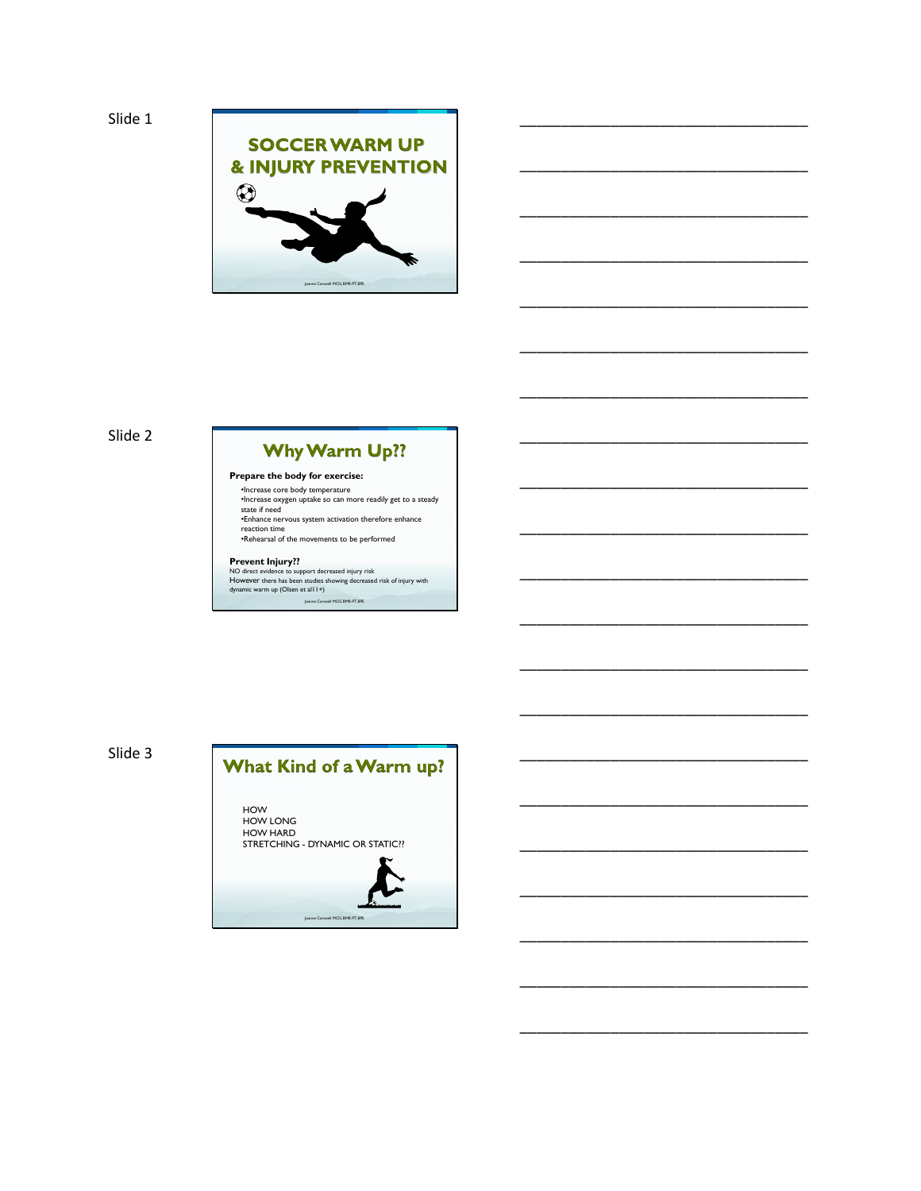Slide 1

# SOCCER WARM UP & INJURY PREVENTION

Joanne Carswell MCS, BMR-PT, BPE

Slide 2

## Why Warm Up??

**Prepare the body for exercise:**

- •Increase core body temperature
- •Increase oxygen uptake so can more readily get to a steady state if need
- •Enhance nervous system activation therefore enhance reaction time
- •Rehearsal of the movements to be performed

**Prevent Injury??**

NO direct evidence to support decreased injury risk
However there has been studies showing decreased risk of injury with dynamic warm up (Olsen et al11\*)

Joanne Carswell MCS, BMR-PT, BPE

Slide 3

## What Kind of a Warm up?

HOW
HOW LONG
HOW HARD
STRETCHING - DYNAMIC OR STATIC??

Joanne Carswell MCS, BMR-PT, BPE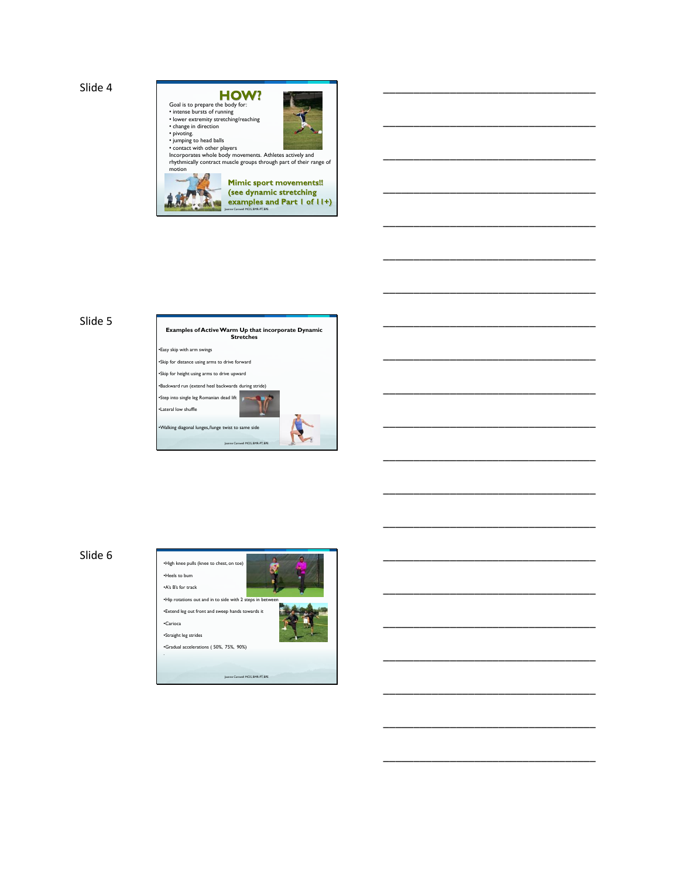Slide 4

## HOW?

Goal is to prepare the body for:
- intense bursts of running
- lower extremity stretching/reaching
- change in direction
- pivoting.
- jumping to head balls
- contact with other players

Incorporates whole body movements. Athletes actively and rhythmically contract muscle groups through part of their range of motion

**Mimic sport movements!! (see dynamic stretching examples and Part 1 of 11+)**

Joanne Carswell MCS, BMR-PT, BPE

Slide 5

### Examples of Active Warm Up that incorporate Dynamic Stretches

- Easy skip with arm swings
- Skip for distance using arms to drive forward
- Skip for height using arms to drive upward
- Backward run (extend heel backwards during stride)
- Step into single leg Romanian dead lift
- Lateral low shuffle
- Walking diagonal lunges,/lunge twist to same side

Joanne Carswell MCS, BMR-PT, BPE

Slide 6

- High knee pulls (knee to chest, on toe)
- Heels to bum
- A's B's for track
- Hip rotations out and in to side with 2 steps in between
- Extend leg out front and sweep hands towards it
- Carioca
- Straight leg strides
- Gradual accelerations ( 50%, 75%, 90%)

Joanne Carswell MCS, BMR-PT, BPE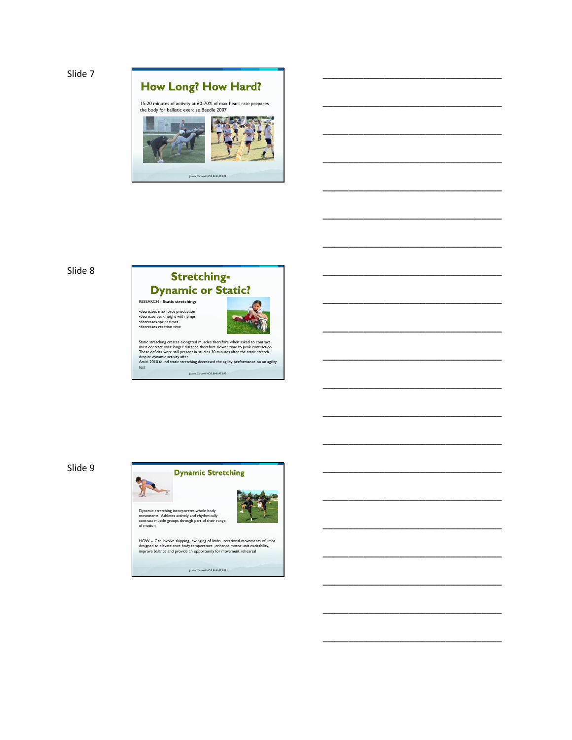Slide 7

## How Long? How Hard?

15-20 minutes of activity at 60-70% of max heart rate prepares the body for ballistic exercise Beedle 2007

Slide 8

## Stretching- Dynamic or Static?

RESEARCH - **Static stretching:**

- decreases max force production
- decrease peak height with jumps
- decreases sprint times
- decreases reaction time

Static stretching creates elongated muscles therefore when asked to contract must contract over longer distance therefore slower time to peak contraction
These deficits were still present in studies 30 minutes after the static stretch despite dynamic activity after
Amiri 2010 found static stretching decreased the agility performance on an agility test

Slide 9

## Dynamic Stretching

Dynamic stretching incorporates whole body movements. Athletes actively and rhythmically contract muscle groups through part of their range of motion

HOW -- Can involve skipping, swinging of limbs, rotational movements of limbs designed to elevate core body temperature , enhance motor unit excitability, improve balance and provide an opportunity for movement rehearsal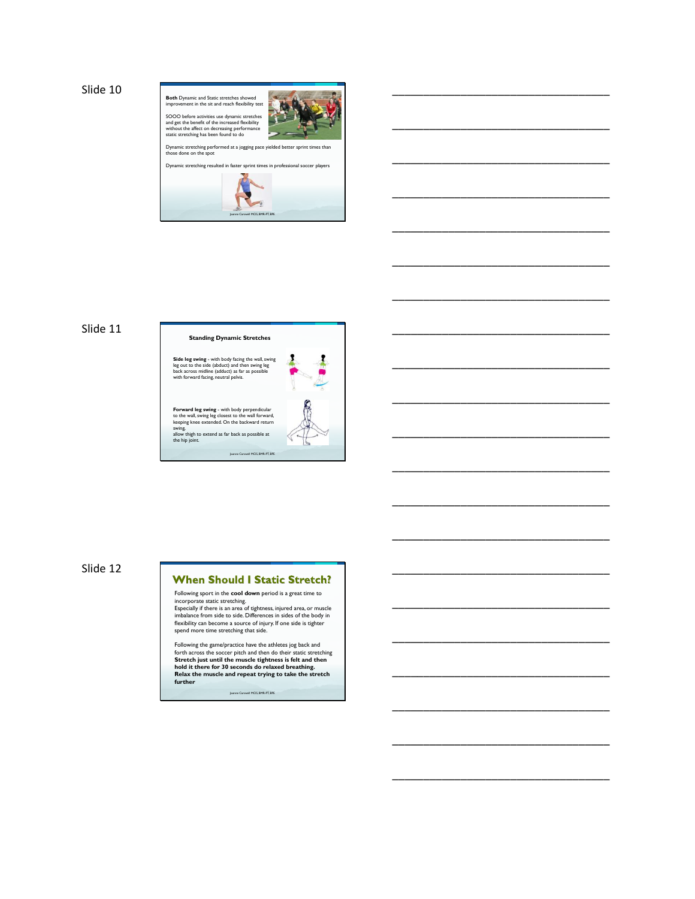Slide 10

**Both** Dynamic and Static stretches showed improvement in the sit and reach flexibility test

SOOO before activities use dynamic stretches and get the benefit of the increased flexibility without the affect on decreasing performance static stretching has been found to do

Dynamic stretching performed at a jogging pace yielded better sprint times than those done on the spot

Dynamic stretching resulted in faster sprint times in professional soccer players

Joanne Carswell MCS, BMR-PT, BPE

Slide 11

**Standing Dynamic Stretches**

**Side leg swing** - with body facing the wall, swing leg out to the side (abduct) and then swing leg back across midline (adduct) as far as possible with forward facing, neutral pelvis.

**Forward leg swing** - with body perpendicular to the wall, swing leg closest to the wall forward, keeping knee extended. On the backward return swing, allow thigh to extend as far back as possible at the hip joint.

Joanne Carswell MCS, BMR-PT, BPE

Slide 12

## When Should I Static Stretch?

Following sport in the **cool down** period is a great time to incorporate static stretching.
Especially if there is an area of tightness, injured area, or muscle imbalance from side to side. Differences in sides of the body in flexibility can become a source of injury. If one side is tighter spend more time stretching that side.

Following the game/practice have the athletes jog back and forth across the soccer pitch and then do their static stretching **Stretch just until the muscle tightness is felt and then hold it there for 30 seconds do relaxed breathing. Relax the muscle and repeat trying to take the stretch further**

Joanne Carswell MCS, BMR-PT, BPE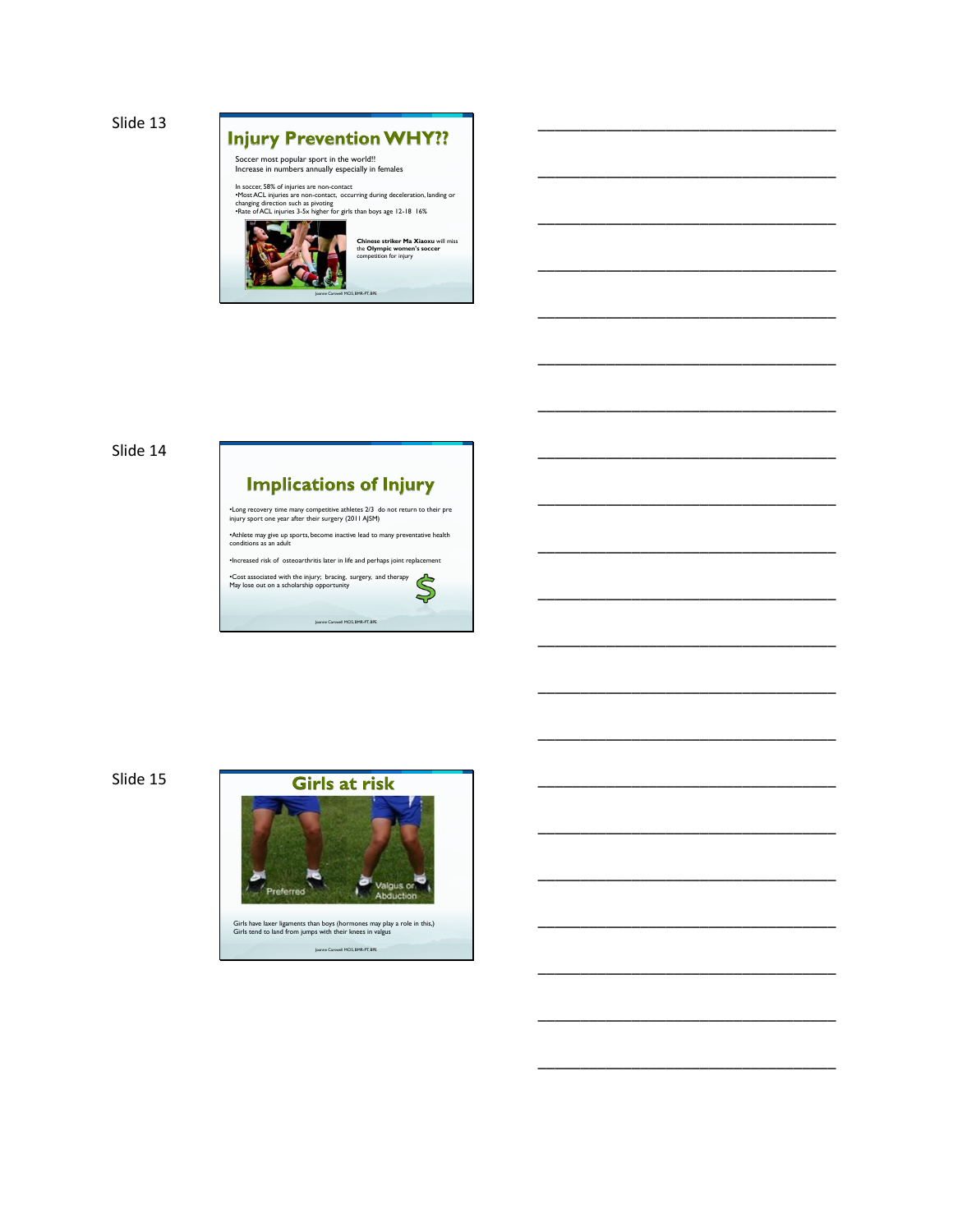Slide 13

## Injury Prevention WHY??

Soccer most popular sport in the world!!
Increase in numbers annually especially in females

In soccer, 58% of injuries are non-contact
•Most ACL injuries are non-contact, occurring during deceleration, landing or changing direction such as pivoting
•Rate of ACL injuries 3-5x higher for girls than boys age 12-18 16%

**Chinese striker Ma Xiaoxu** will miss the **Olympic women's soccer** competition for injury

Joanne Carswell MCIS, BMR-PT, BPE

___________________________________

___________________________________

___________________________________

___________________________________

___________________________________

___________________________________

___________________________________

Slide 14

## Implications of Injury

•Long recovery time many competitive athletes 2/3 do not return to their pre injury sport one year after their surgery (2011 AJSM)

•Athlete may give up sports, become inactive lead to many preventative health conditions as an adult

•Increased risk of osteoarthritis later in life and perhaps joint replacement

•Cost associated with the injury; bracing, surgery, and therapy
May lose out on a scholarship opportunity

$

Joanne Carswell MCIS, BMR-PT, BPE

___________________________________

___________________________________

___________________________________

___________________________________

___________________________________

___________________________________

___________________________________

Slide 15

## Girls at risk

Preferred

Valgus or Abduction

Girls have laxer ligaments than boys (hormones may play a role in this.)
Girls tend to land from jumps with their knees in valgus

Joanne Carswell MCIS, BMR-PT, BPE

___________________________________

___________________________________

___________________________________

___________________________________

___________________________________

___________________________________

___________________________________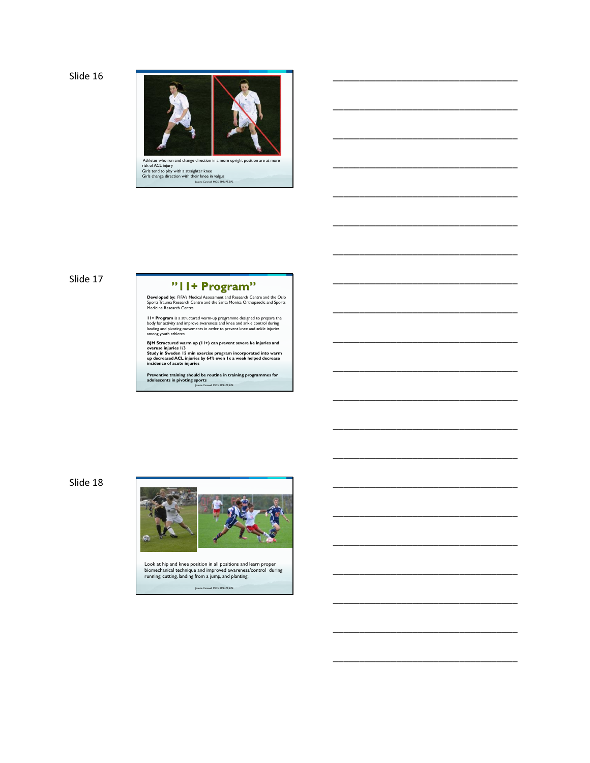Slide 16

Athletes who run and change direction in a more upright position are at more risk of ACL injury
Girls tend to play with a straighter knee
Girls change direction with their knee in valgus

Joanne Carswell MCS, BMR-PT, BPE

Slide 17

## "11+ Program"

**Developed by:** FIFA's Medical Assessment and Research Centre and the Oslo Sports Trauma Research Centre and the Santa Monica Orthopaedic and Sports Medicine Research Centre

**11+ Program** is a structured warm-up programme designed to prepare the body for activity and improve awareness and knee and ankle control during landing and pivoting movements in order to prevent knee and ankle injuries among youth athletes

**BJM Structured warm up (11+) can prevent severe l/e injuries and overuse injuries 1/3**
**Study in Sweden 15 min exercise program incorporated into warm up decreased ACL injuries by 64% even 1x a week helped decrease incidence of acute injuries**

**Preventive training should be routine in training programmes for adolescents in pivoting sports**

Joanne Carswell MCS, BMR-PT, BPE

Slide 18

Look at hip and knee position in all positions and learn proper biomechanical technique and improved awareness/control during running, cutting, landing from a jump, and planting.

Joanne Carswell MCS, BMR-PT, BPE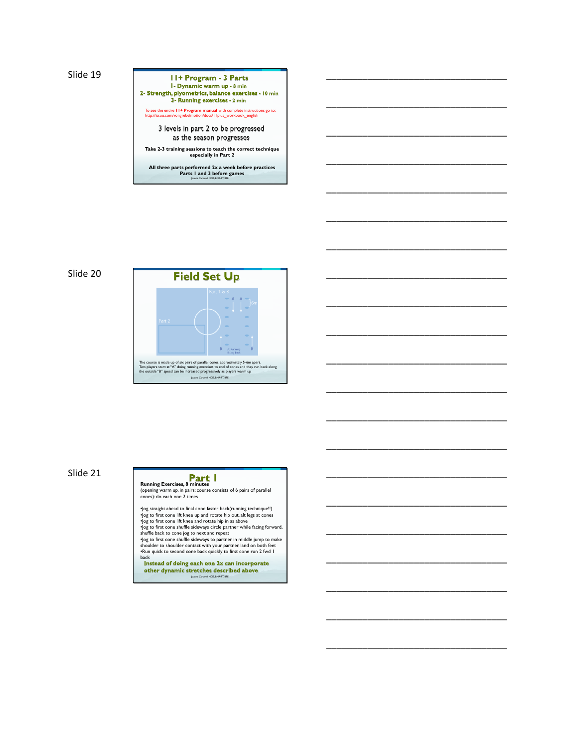Slide 19

## 11+ Program - 3 Parts

**1- Dynamic warm up - 8 min**

**2- Strength, plyometrics, balance exercises - 10 min**

**3- Running exercises - 2 min**

To see the entire **11+ Program manual** with complete instructions go to: http://issuu.com/vongrebelmotion/docs/11plus_workbook_english

3 levels in part 2 to be progressed as the season progresses

**Take 2-3 training sessions to teach the correct technique especially in Part 2**

**All three parts performed 2x a week before practices**
**Parts 1 and 3 before games**

Joanne Carswell MCS, BMR-PT, BPE

Slide 20

## Field Set Up

Part 1 & 3

Part 2

A A

6m

B B

A: Running
B: Jog back

The course is made up of six pairs of parallel cones, approximately 5-6m apart.
Two players start at "A" doing running exercises to end of cones and they run back along the outside "B" speed can be increased progressively as players warm up

Joanne Carswell MCS, BMR-PT, BPE

Slide 21

## Part 1

**Running Exercises, 8 minutes**
(opening warm up, in pairs; course consists of 6 pairs of parallel cones): do each one 2 times

- Jog straight ahead to final cone faster back(running technique!!)
- Jog to first cone lift knee up and rotate hip out, alt legs at cones
- Jog to first cone lift knee and rotate hip in as above
- Jog to first cone shuffle sideways circle partner while facing forward, shuffle back to cone jog to next and repeat
- Jog to first cone shuffle sideways to partner in middle jump to make shoulder to shoulder contact with your partner, land on both feet
- Run quick to second cone back quickly to first cone run 2 fwd 1 back

**Instead of doing each one 2x can incorporate other dynamic stretches described above**

Joanne Carswell MCS, BMR-PT, BPE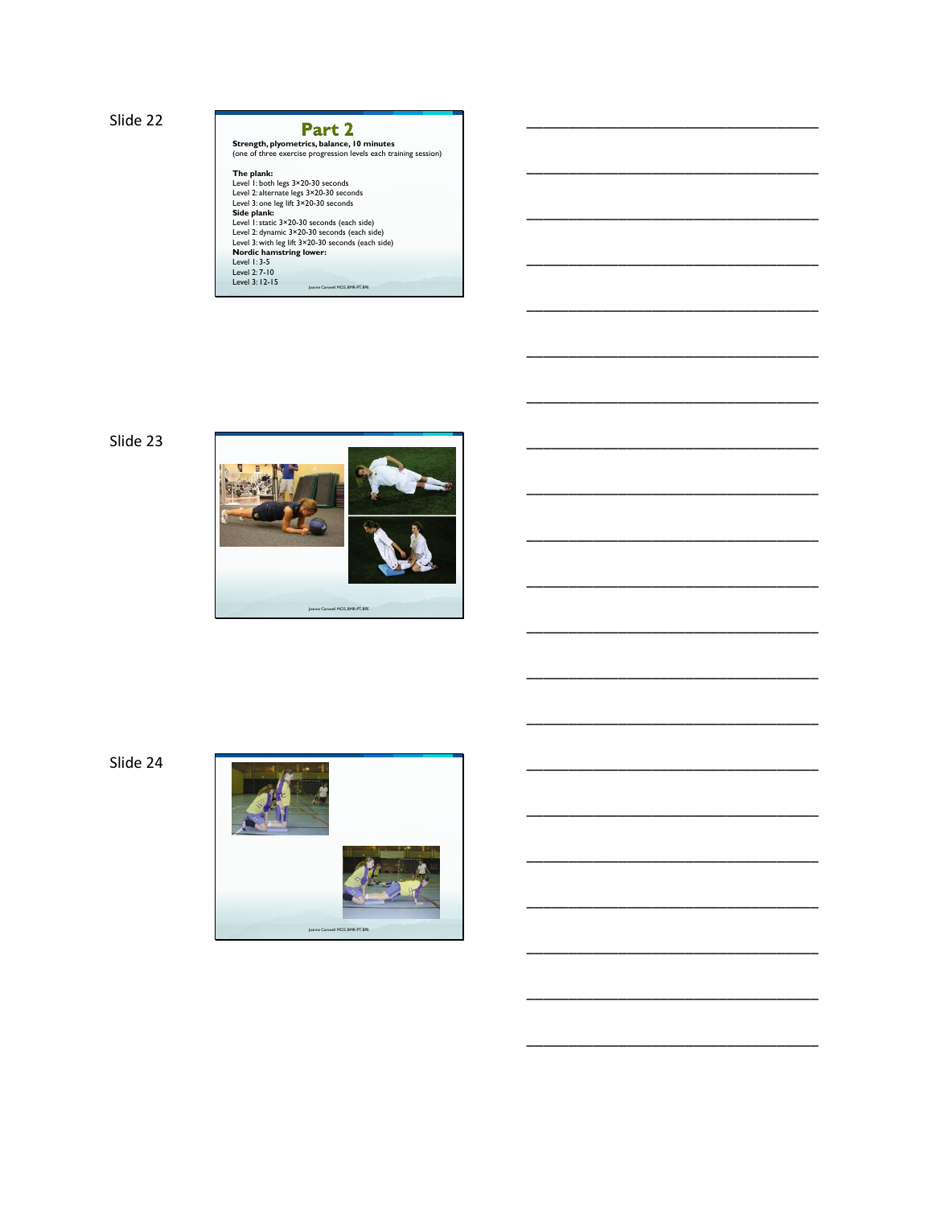Slide 22

## Part 2

**Strength, plyometrics, balance, 10 minutes**
(one of three exercise progression levels each training session)

**The plank:**
Level 1: both legs 3×20-30 seconds
Level 2: alternate legs 3×20-30 seconds
Level 3: one leg lift 3×20-30 seconds
**Side plank:**
Level 1: static 3×20-30 seconds (each side)
Level 2: dynamic 3×20-30 seconds (each side)
Level 3: with leg lift 3×20-30 seconds (each side)
**Nordic hamstring lower:**
Level 1: 3-5
Level 2: 7-10
Level 3: 12-15

Joanne Carswell MCIS, BMR-PT, BPE

Slide 23

Joanne Carswell MCIS, BMR-PT, BPE

Slide 24

Joanne Carswell MCIS, BMR-PT, BPE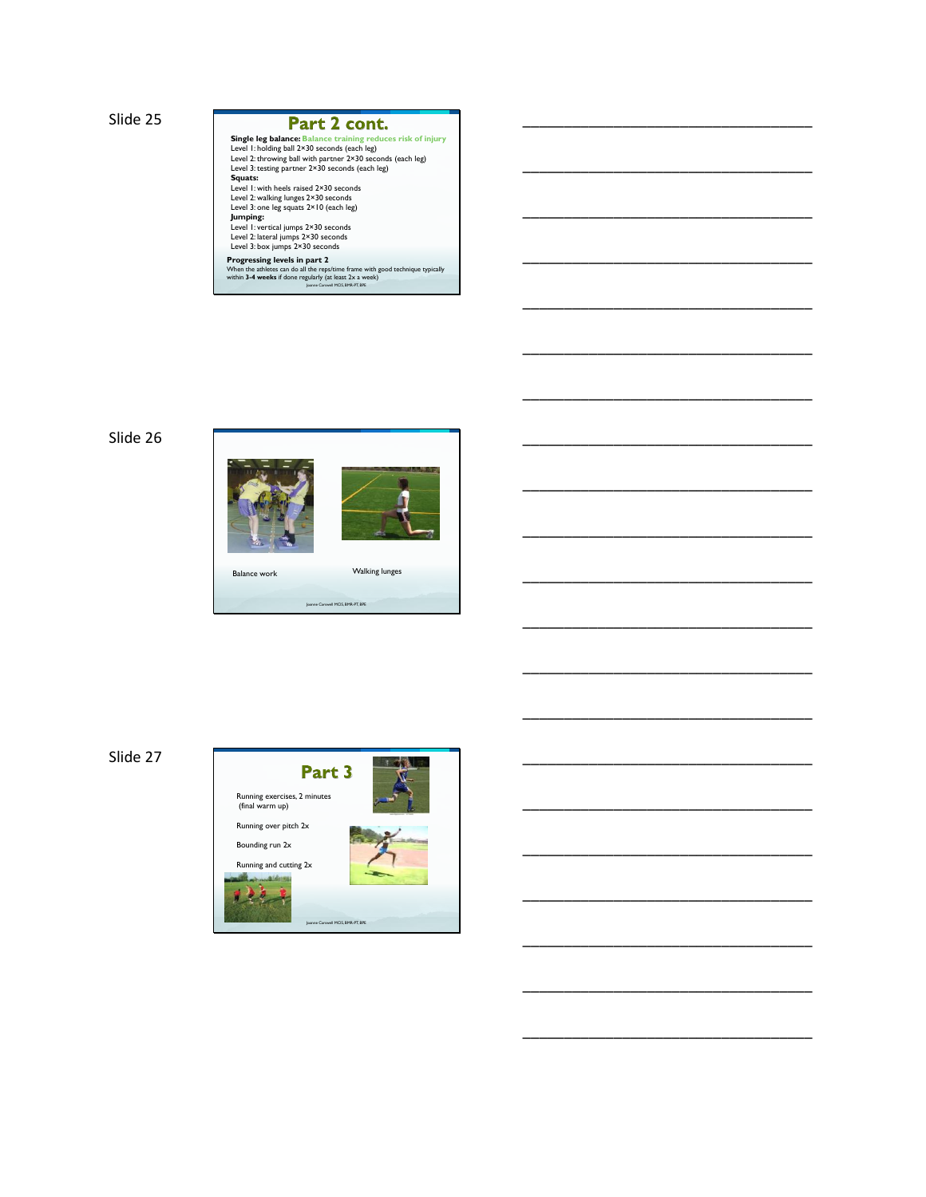Slide 25

## Part 2 cont.

**Single leg balance:** Balance training reduces risk of injury
Level 1: holding ball 2×30 seconds (each leg)
Level 2: throwing ball with partner 2×30 seconds (each leg)
Level 3: testing partner 2×30 seconds (each leg)
**Squats:**
Level 1: with heels raised 2×30 seconds
Level 2: walking lunges 2×30 seconds
Level 3: one leg squats 2×10 (each leg)
**Jumping:**
Level 1: vertical jumps 2×30 seconds
Level 2: lateral jumps 2×30 seconds
Level 3: box jumps 2×30 seconds

**Progressing levels in part 2**
When the athletes can do all the reps/time frame with good technique typically within **3-4 weeks** if done regularly (at least 2x a week)

Joanne Corowell MCS, BMR-PT, BPE

Slide 26

Balance work

Walking lunges

Joanne Corowell MCS, BMR-PT, BPE

Slide 27

## Part 3

Running exercises, 2 minutes (final warm up)

Running over pitch 2x

Bounding run 2x

Running and cutting 2x

Joanne Corowell MCS, BMR-PT, BPE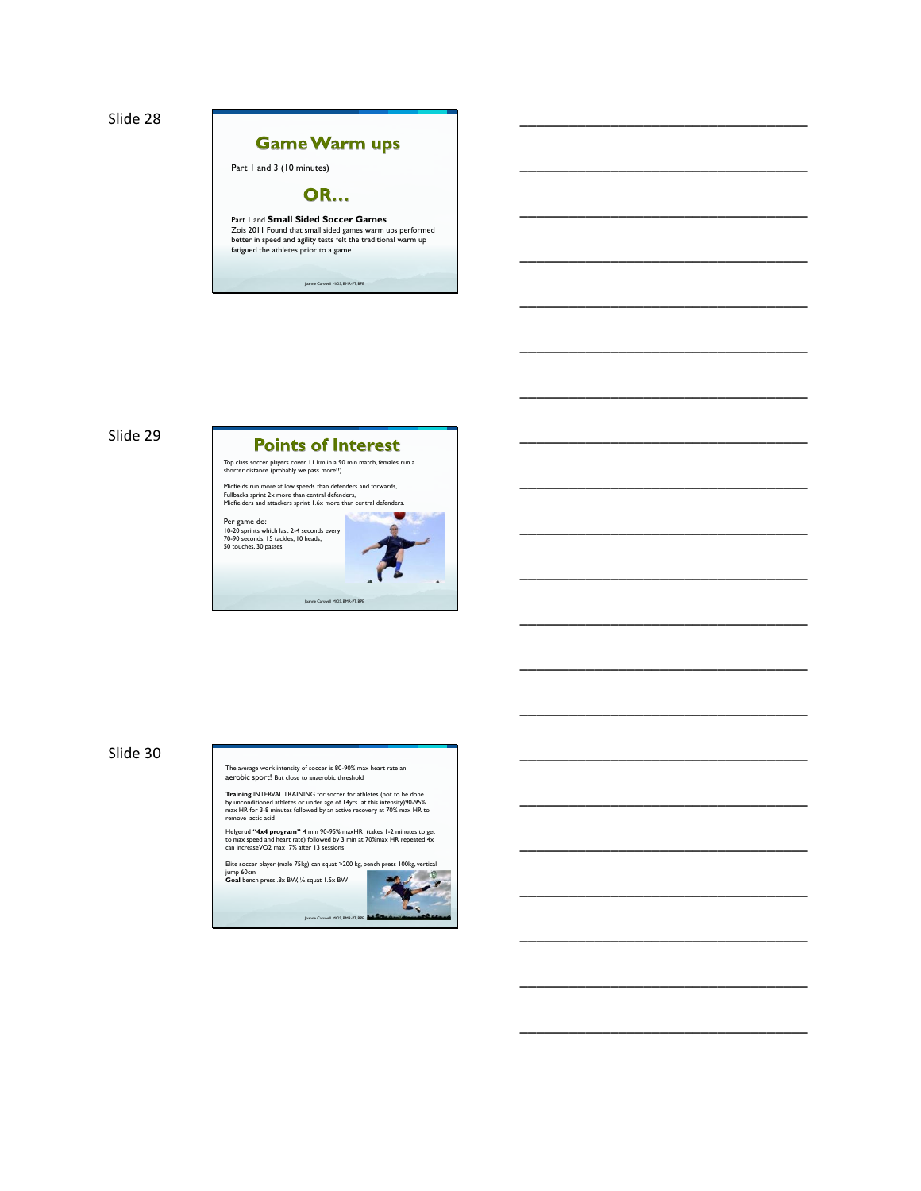Slide 28

## Game Warm ups

Part 1 and 3 (10 minutes)

### OR…

Part 1 and **Small Sided Soccer Games**
Zois 2011 Found that small sided games warm ups performed better in speed and agility tests felt the traditional warm up fatigued the athletes prior to a game

Joanne Carswell MCS, BMR-PT, BPE

Slide 29

## Points of Interest

Top class soccer players cover 11 km in a 90 min match, females run a shorter distance (probably we pass more!!)

Midfields run more at low speeds than defenders and forwards,
Fullbacks sprint 2x more than central defenders,
Midfielders and attackers sprint 1.6x more than central defenders.

Per game do:
10-20 sprints which last 2-4 seconds every 70-90 seconds, 15 tackles, 10 heads, 50 touches, 30 passes

Joanne Carswell MCS, BMR-PT, BPE

Slide 30

The average work intensity of soccer is 80-90% max heart rate an **aerobic sport!** But close to anaerobic threshold

**Training** INTERVAL TRAINING for soccer for athletes (not to be done by unconditioned athletes or under age of 14yrs at this intensity)90-95% max HR for 3-8 minutes followed by an active recovery at 70% max HR to remove lactic acid

Helgerud **"4x4 program"** 4 min 90-95% maxHR (takes 1-2 minutes to get to max speed and heart rate) followed by 3 min at 70%max HR repeated 4x can increaseVO2 max 7% after 13 sessions

Elite soccer player (male 75kg) can squat >200 kg, bench press 100kg, vertical jump 60cm
**Goal** bench press .8x BW, ½ squat 1.5x BW

Joanne Carswell MCS, BMR-PT, BPE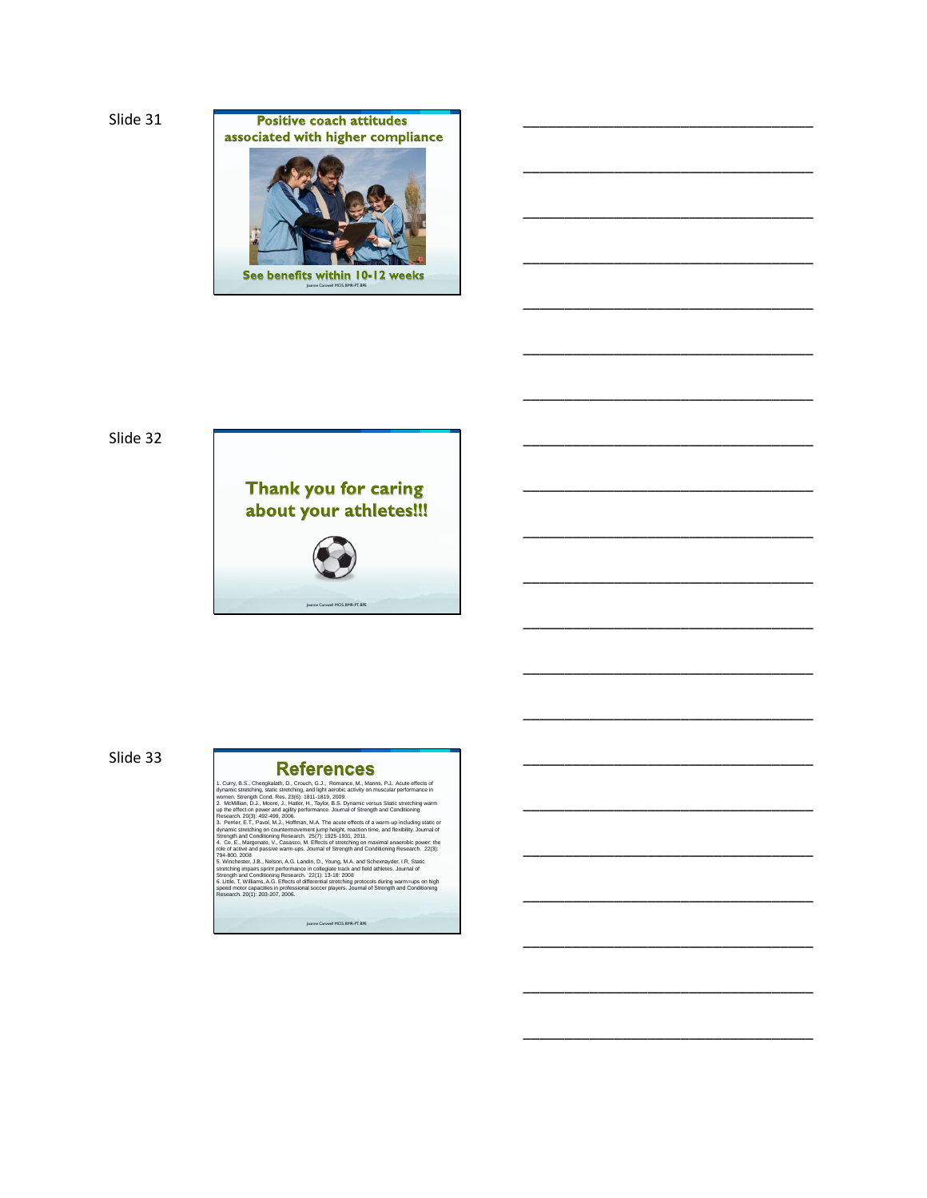Slide 31

## Positive coach attitudes associated with higher compliance

See benefits within 10-12 weeks

Joanne Carswell MCIS, BMR-PT, BPE

Slide 32

## Thank you for caring about your athletes!!!

Joanne Carswell MCIS, BMR-PT, BPE

Slide 33

## References

1. Curry, B.S., Chengkalath, D., Crouch, G.J., Romance, M., Manns, P.J. Acute effects of dynamic stretching, static stretching, and light aerobic activity on muscular performance in women. Strength Cond. Res. 23(6): 1811-1819, 2009.
2. McMillian, D.J., Moore, J., Hatler, H., Taylor, B.S. Dynamic versus Static stretching warm up the effect on power and agility performance. Journal of Strength and Conditioning Research. 20(3): 492-499, 2006.
3. Perrier, E.T., Pavol, M.J., Hoffman, M.A. The acute effects of a warm-up including static or dynamic stretching on countermovement jump height, reaction time, and flexibility. Journal of Strength and Conditioning Research. 25(7): 1925-1931, 2011.
4. Ce, E., Margonato, V., Casasco, M. Effects of stretching on maximal anaerobic power: the role of active and passive warm-ups. Journal of Strength and Conditioning Research. 22(3): 794-800. 2008
5. Winchester, J.B., Nelson, A.G. Landin, D., Young, M.A. and Schexnayder, I.R, Static stretching impairs sprint performance in collegiate track and field athletes. Journal of Strength and Conditioning Research. 22(1): 13-18: 2008
6. Little, T, Williams, A.G. Effects of differential stretching protocols during warm-ups on high speed motor capacities in professional soccer players. Journal of Strength and Conditioning Research. 20(1): 203-207, 2006.

Joanne Carswell MCIS, BMR-PT, BPE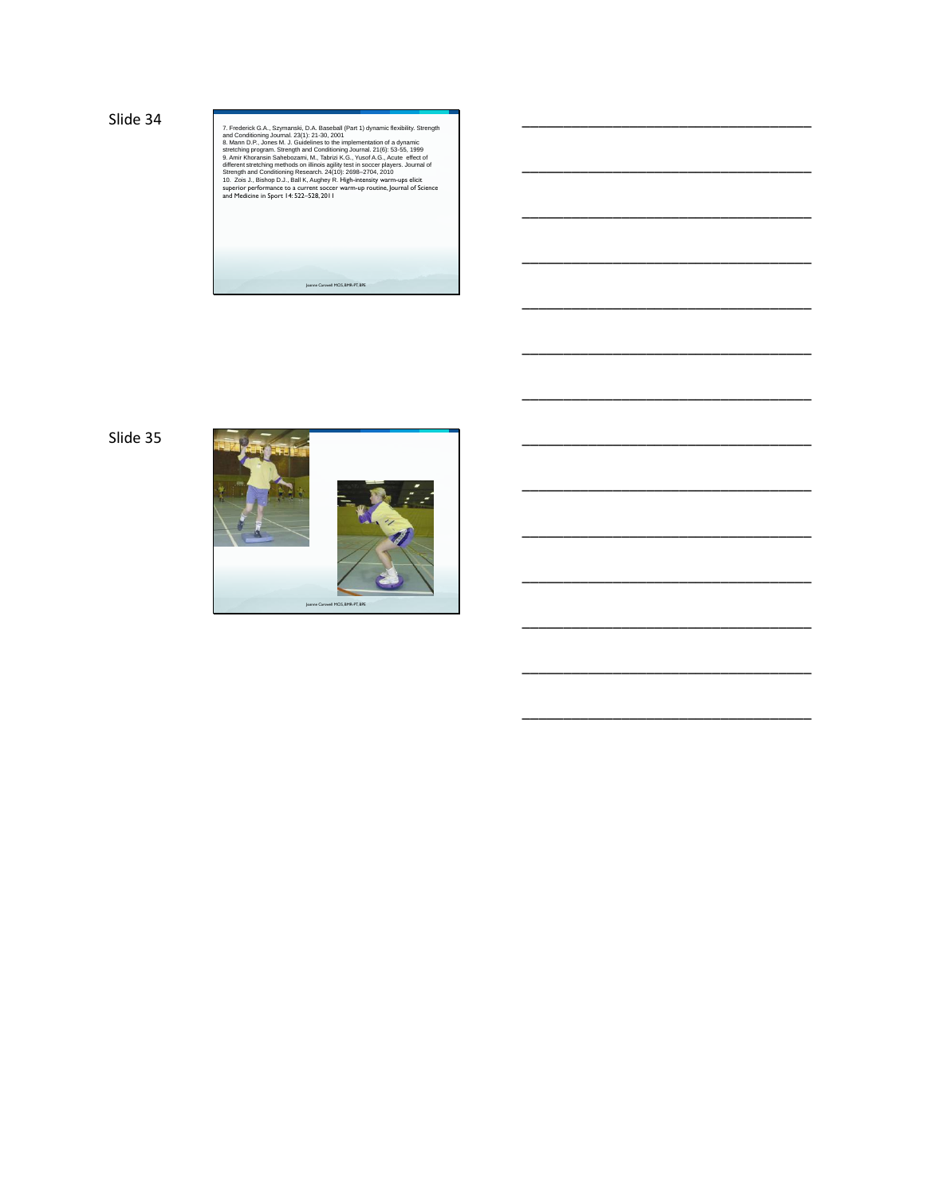Slide 34

7. Frederick G.A., Szymanski, D.A. Baseball (Part 1) dynamic flexibility. Strength and Conditioning Journal. 23(1): 21-30, 2001
8. Mann D.P., Jones M. J. Guidelines to the implementation of a dynamic stretching program. Strength and Conditioning Journal. 21(6): 53-55, 1999
9. Amir Khoransin Sahebozami, M., Tabrizi K.G., Yusof A.G., Acute effect of different stretching methods on illinois agility test in soccer players. Journal of Strength and Conditioning Research. 24(10): 2698–2704, 2010
10. Zois J., Bishop D.J., Ball K, Aughey R. High-intensity warm-ups elicit superior performance to a current soccer warm-up routine, Journal of Science and Medicine in Sport 14: 522–528, 2011

Joanne Carswell MCS, BMR-PT, BPE

Slide 35

Joanne Carswell MCS, BMR-PT, BPE